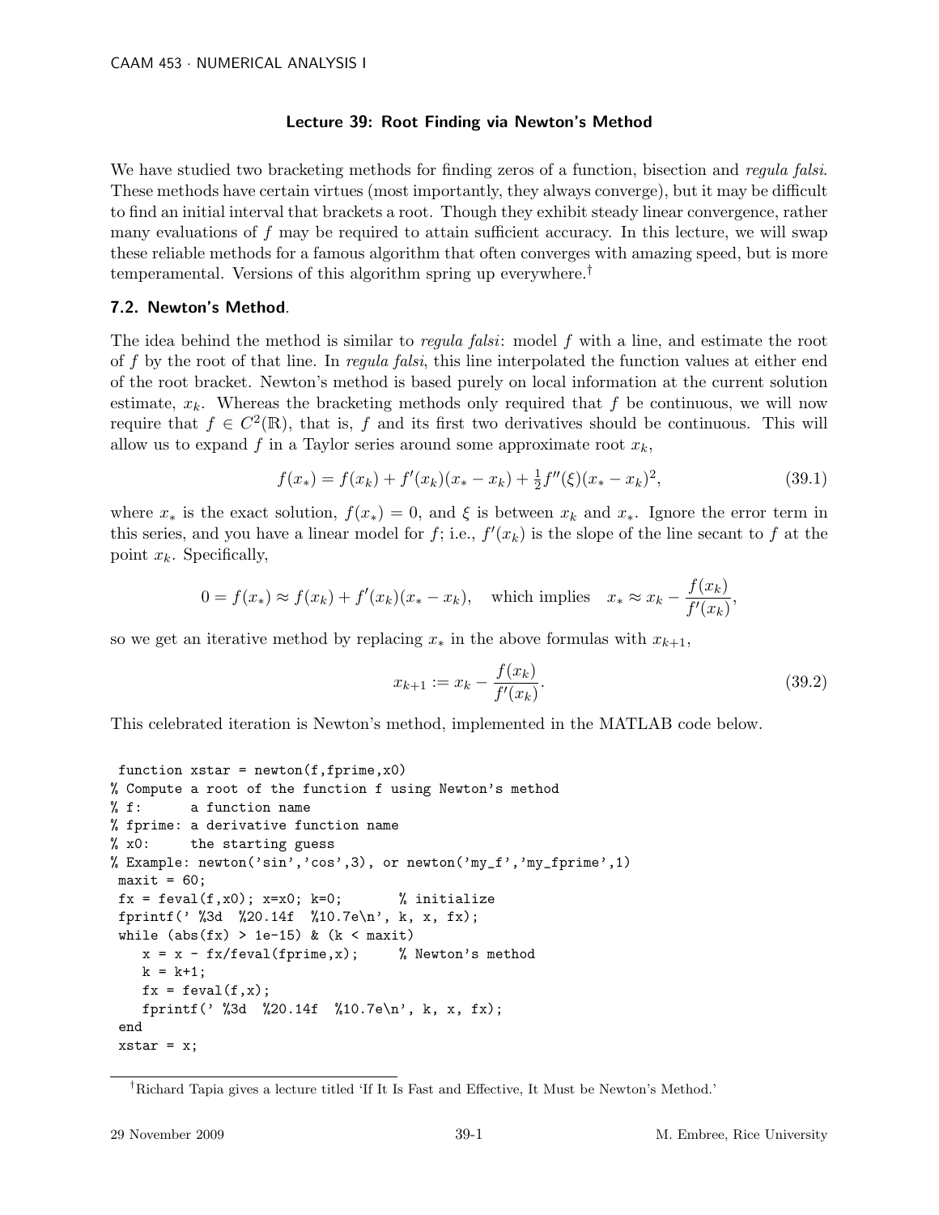### Lecture 39: Root Finding via Newton's Method

We have studied two bracketing methods for finding zeros of a function, bisection and *regula falsi*. These methods have certain virtues (most importantly, they always converge), but it may be difficult to find an initial interval that brackets a root. Though they exhibit steady linear convergence, rather many evaluations of $f$ may be required to attain sufficient accuracy. In this lecture, we will swap these reliable methods for a famous algorithm that often converges with amazing speed, but is more temperamental. Versions of this algorithm spring up everywhere.[†]

### 7.2. Newton's Method.

The idea behind the method is similar to *regula falsi*: model $f$ with a line, and estimate the root of $f$ by the root of that line. In *regula falsi*, this line interpolated the function values at either end of the root bracket. Newton's method is based purely on local information at the current solution estimate, $x_k$. Whereas the bracketing methods only required that $f$ be continuous, we will now require that $f \in C^2(\mathbb{R})$, that is, $f$ and its first two derivatives should be continuous. This will allow us to expand $f$ in a Taylor series around some approximate root $x_k$,

$$f(x_*) = f(x_k) + f'(x_k)(x_* - x_k) + \tfrac{1}{2}f''(\xi)(x_* - x_k)^2, \tag{39.1}$$

where $x_*$ is the exact solution, $f(x_*) = 0$, and $\xi$ is between $x_k$ and $x_*$. Ignore the error term in this series, and you have a linear model for $f$; i.e., $f'(x_k)$ is the slope of the line secant to $f$ at the point $x_k$. Specifically,

$$0 = f(x_*) \approx f(x_k) + f'(x_k)(x_* - x_k), \quad \text{which implies} \quad x_* \approx x_k - \frac{f(x_k)}{f'(x_k)},$$

so we get an iterative method by replacing $x_*$ in the above formulas with $x_{k+1}$,

$$x_{k+1} := x_k - \frac{f(x_k)}{f'(x_k)}. \tag{39.2}$$

This celebrated iteration is Newton's method, implemented in the MATLAB code below.

```
 function xstar = newton(f,fprime,x0)
% Compute a root of the function f using Newton's method
% f:      a function name
% fprime: a derivative function name
% x0:     the starting guess
% Example: newton('sin','cos',3), or newton('my_f','my_fprime',1)
 maxit = 60;
 fx = feval(f,x0); x=x0; k=0;       % initialize
 fprintf(' %3d  %20.14f  %10.7e\n', k, x, fx);
 while (abs(fx) > 1e-15) & (k < maxit)
    x = x - fx/feval(fprime,x);     % Newton's method
    k = k+1;
    fx = feval(f,x);
    fprintf(' %3d  %20.14f  %10.7e\n', k, x, fx);
 end
 xstar = x;
```

[†] Richard Tapia gives a lecture titled 'If It Is Fast and Effective, It Must be Newton's Method.'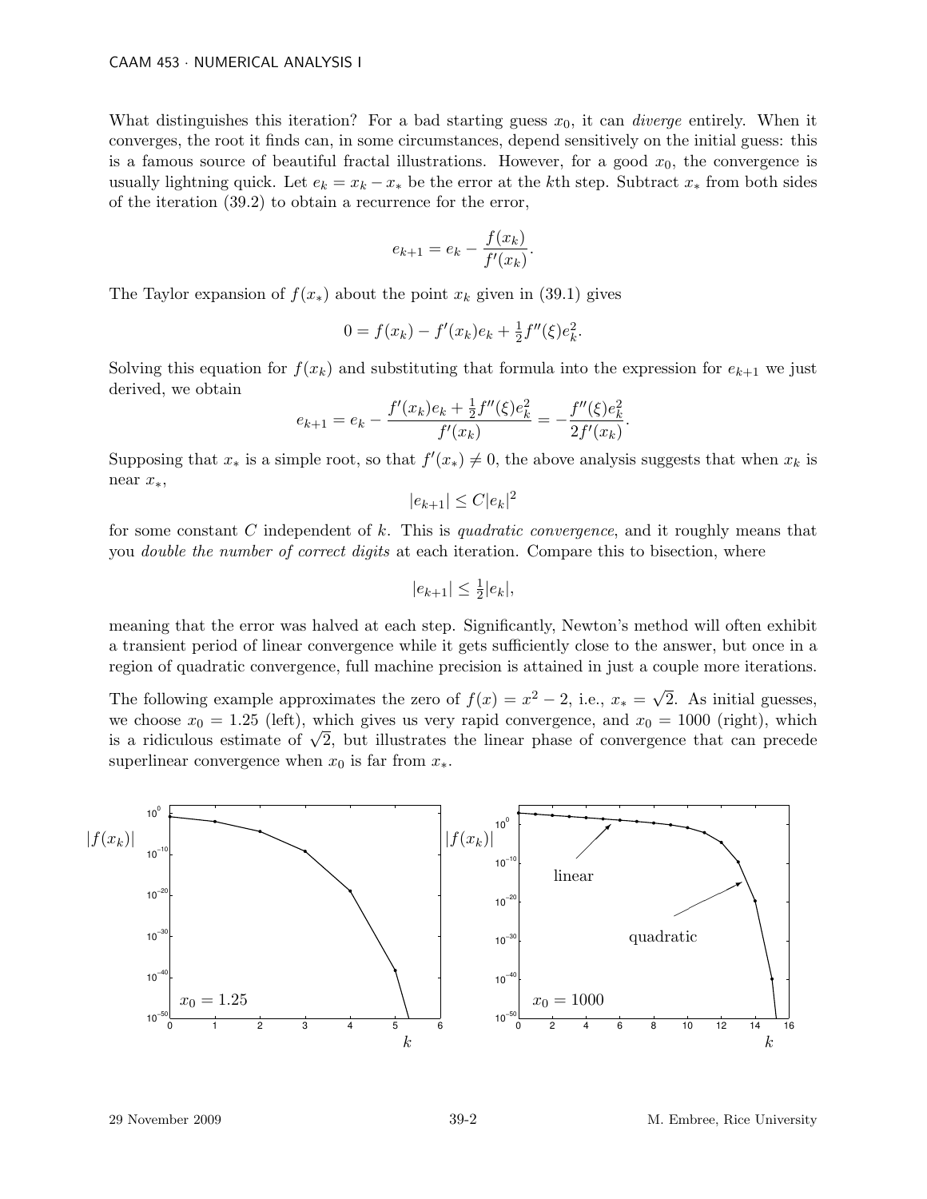What distinguishes this iteration? For a bad starting guess $x_0$, it can *diverge* entirely. When it converges, the root it finds can, in some circumstances, depend sensitively on the initial guess: this is a famous source of beautiful fractal illustrations. However, for a good $x_0$, the convergence is usually lightning quick. Let $e_k = x_k - x_*$ be the error at the $k$th step. Subtract $x_*$ from both sides of the iteration (39.2) to obtain a recurrence for the error,

$$e_{k+1} = e_k - \frac{f(x_k)}{f'(x_k)}.$$

The Taylor expansion of $f(x_*)$ about the point $x_k$ given in (39.1) gives

$$0 = f(x_k) - f'(x_k)e_k + \tfrac{1}{2}f''(\xi)e_k^2.$$

Solving this equation for $f(x_k)$ and substituting that formula into the expression for $e_{k+1}$ we just derived, we obtain

$$e_{k+1} = e_k - \frac{f'(x_k)e_k + \frac{1}{2}f''(\xi)e_k^2}{f'(x_k)} = -\frac{f''(\xi)e_k^2}{2f'(x_k)}.$$

Supposing that $x_*$ is a simple root, so that $f'(x_*) \neq 0$, the above analysis suggests that when $x_k$ is near $x_*$,

$$|e_{k+1}| \leq C|e_k|^2$$

for some constant $C$ independent of $k$. This is *quadratic convergence*, and it roughly means that you *double the number of correct digits* at each iteration. Compare this to bisection, where

$$|e_{k+1}| \leq \tfrac{1}{2}|e_k|,$$

meaning that the error was halved at each step. Significantly, Newton's method will often exhibit a transient period of linear convergence while it gets sufficiently close to the answer, but once in a region of quadratic convergence, full machine precision is attained in just a couple more iterations.

The following example approximates the zero of $f(x) = x^2 - 2$, i.e., $x_* = \sqrt{2}$. As initial guesses, we choose $x_0 = 1.25$ (left), which gives us very rapid convergence, and $x_0 = 1000$ (right), which is a ridiculous estimate of $\sqrt{2}$, but illustrates the linear phase of convergence that can precede superlinear convergence when $x_0$ is far from $x_*$.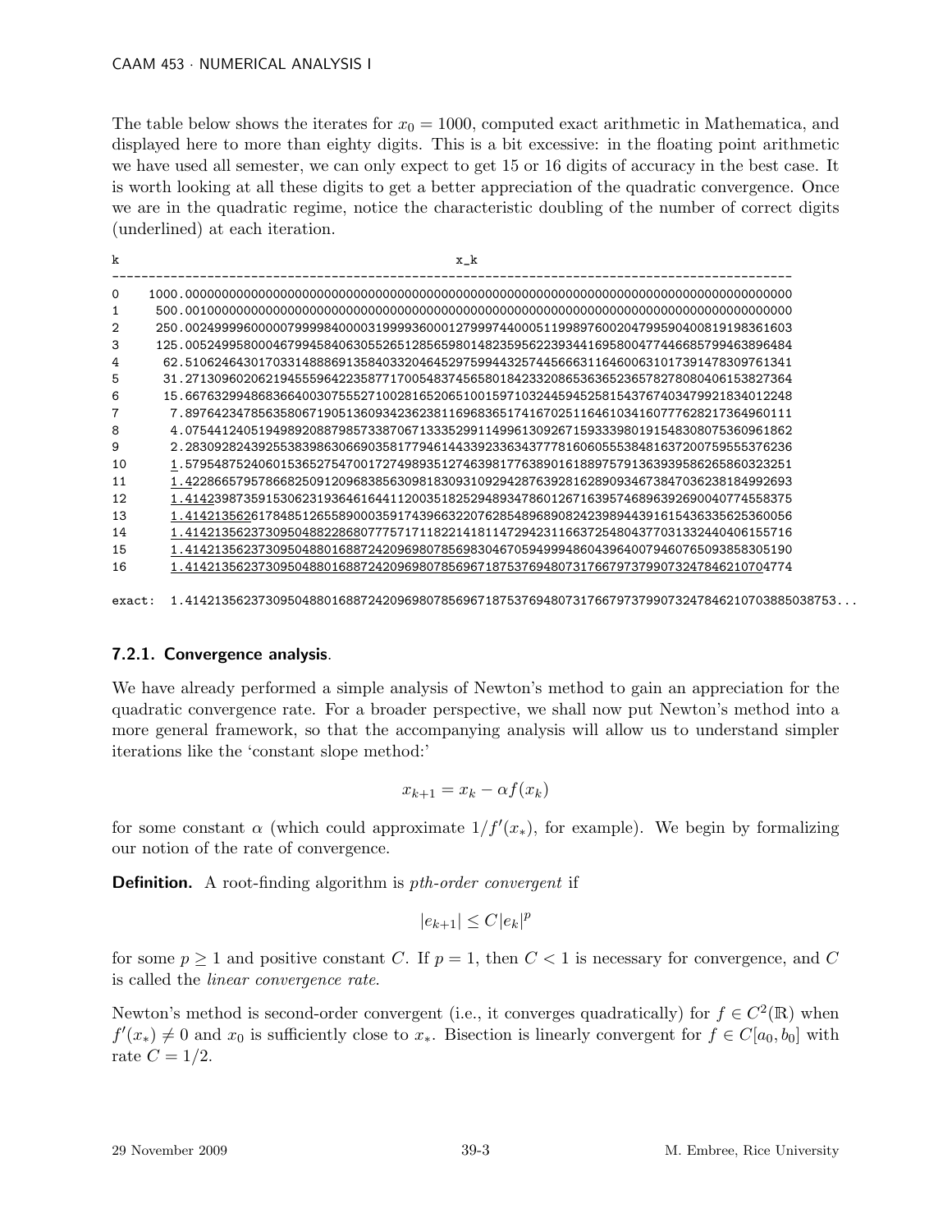The table below shows the iterates for $x_0 = 1000$, computed exact arithmetic in Mathematica, and displayed here to more than eighty digits. This is a bit excessive: in the floating point arithmetic we have used all semester, we can only expect to get 15 or 16 digits of accuracy in the best case. It is worth looking at all these digits to get a better appreciation of the quadratic convergence. Once we are in the quadratic regime, notice the characteristic doubling of the number of correct digits (underlined) at each iteration.

```
k                                              x_k
-------------------------------------------------------------------------------------------------
0    1000.00000000000000000000000000000000000000000000000000000000000000000000000000000000000
1     500.00100000000000000000000000000000000000000000000000000000000000000000000000000000000
2     250.00249999600000799998400003199993600012799974400051199897600204799590400819198361603
3     125.00524995800046799458406305526512856598014823595622393441695800477446685799463896484
4      62.51062464301703314888691358403320464529759944325744566631164600631017391478309761341
5      31.27130960206219455596422358771700548374565801842332086536523657827808040615382736​4
6      15.66763299486836640030755527100281652065100159710324459452581543767403479921834012248
7       7.89764234785635806719051360934236238116968365174167025116461034160777628217364960111
8       4.07544124051949892088798573387067133352991149961309267159333980191548308075360961862
9       2.28309282439255383986306690358177946144339233634377781606055538481637200759555376236
10      1.57954875240601536527547001727498935127463981776389016188975791363939586265860323251
11      1.42286657957866825091209683856309818309310929428763928162890934673847036238184992693
12      1.41423987359153062319364616441120035182529489347860126716395746896392690040774558375
13      1.41421356261784851265589000359174396632207628548968908242398944391615436335625360056
14      1.41421356237309504882286807775717111822141811472942311663725480437703133244040615571​6
15      1.41421356237309504880168872420969807856983046705949994860439640079460765093858305190
16      1.41421356237309504880168872420969807856967187537694807317667973799073247846210704774

exact:  1.41421356237309504880168872420969807856967187537694807317667973799073247846210703885038753...
```

### 7.2.1. Convergence analysis.

We have already performed a simple analysis of Newton's method to gain an appreciation for the quadratic convergence rate. For a broader perspective, we shall now put Newton's method into a more general framework, so that the accompanying analysis will allow us to understand simpler iterations like the 'constant slope method:'

$$x_{k+1} = x_k - \alpha f(x_k)$$

for some constant $\alpha$ (which could approximate $1/f'(x_*)$, for example). We begin by formalizing our notion of the rate of convergence.

**Definition.** A root-finding algorithm is *pth-order convergent* if

$$|e_{k+1}| \le C|e_k|^p$$

for some $p \ge 1$ and positive constant $C$. If $p = 1$, then $C < 1$ is necessary for convergence, and $C$ is called the *linear convergence rate*.

Newton's method is second-order convergent (i.e., it converges quadratically) for $f \in C^2(\mathbb{R})$ when $f'(x_*) \ne 0$ and $x_0$ is sufficiently close to $x_*$. Bisection is linearly convergent for $f \in C[a_0, b_0]$ with rate $C = 1/2$.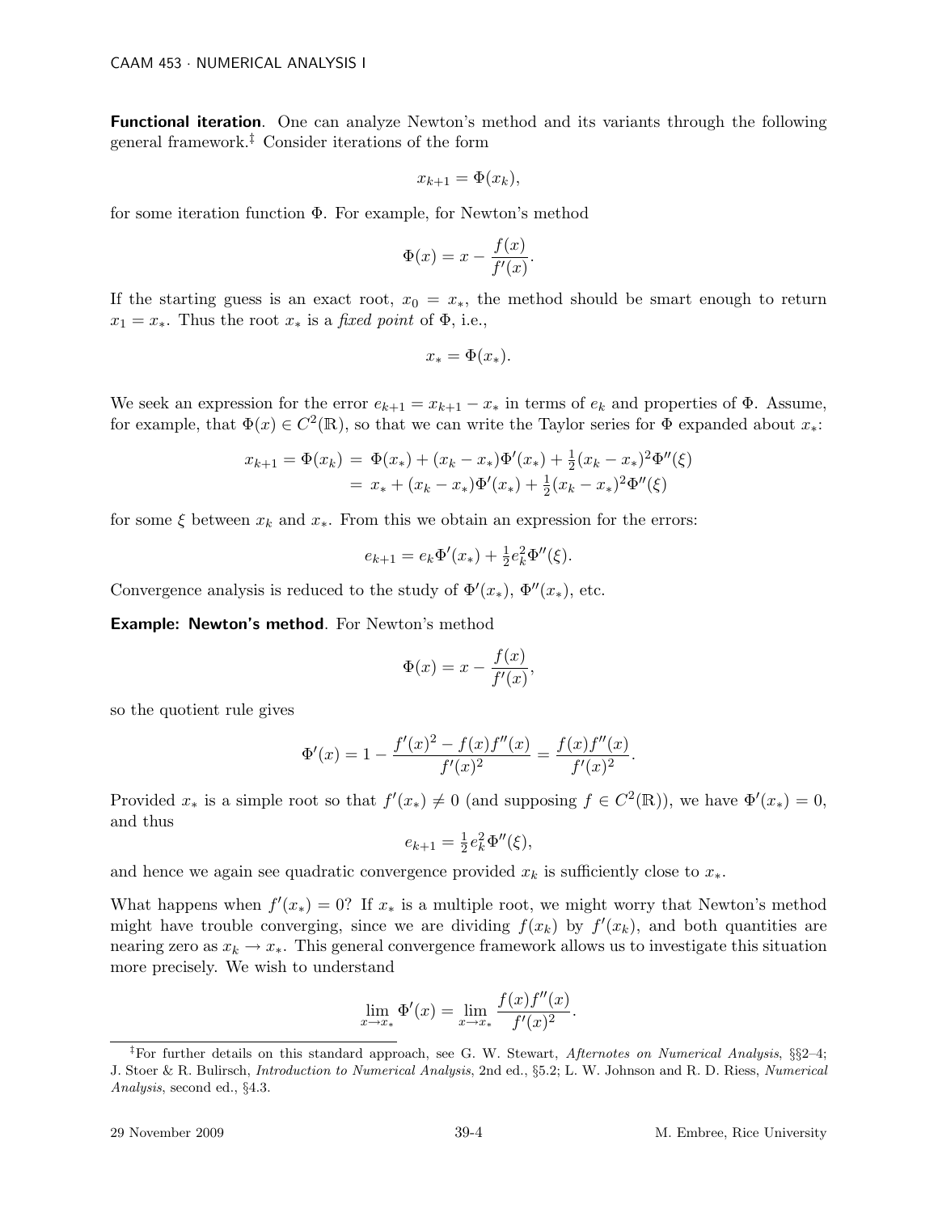**Functional iteration**. One can analyze Newton's method and its variants through the following general framework.[‡] Consider iterations of the form

$$x_{k+1} = \Phi(x_k),$$

for some iteration function $\Phi$. For example, for Newton's method

$$\Phi(x) = x - \frac{f(x)}{f'(x)}.$$

If the starting guess is an exact root, $x_0 = x_*$, the method should be smart enough to return $x_1 = x_*$. Thus the root $x_*$ is a *fixed point* of $\Phi$, i.e.,

$$x_* = \Phi(x_*).$$

We seek an expression for the error $e_{k+1} = x_{k+1} - x_*$ in terms of $e_k$ and properties of $\Phi$. Assume, for example, that $\Phi(x) \in C^2(\mathbb{R})$, so that we can write the Taylor series for $\Phi$ expanded about $x_*$:

$$\begin{aligned} x_{k+1} = \Phi(x_k) &= \Phi(x_*) + (x_k - x_*)\Phi'(x_*) + \tfrac{1}{2}(x_k - x_*)^2\Phi''(\xi) \\ &= x_* + (x_k - x_*)\Phi'(x_*) + \tfrac{1}{2}(x_k - x_*)^2\Phi''(\xi) \end{aligned}$$

for some $\xi$ between $x_k$ and $x_*$. From this we obtain an expression for the errors:

$$e_{k+1} = e_k\Phi'(x_*) + \tfrac{1}{2}e_k^2\Phi''(\xi).$$

Convergence analysis is reduced to the study of $\Phi'(x_*)$, $\Phi''(x_*)$, etc.

**Example: Newton's method**. For Newton's method

$$\Phi(x) = x - \frac{f(x)}{f'(x)},$$

so the quotient rule gives

$$\Phi'(x) = 1 - \frac{f'(x)^2 - f(x)f''(x)}{f'(x)^2} = \frac{f(x)f''(x)}{f'(x)^2}.$$

Provided $x_*$ is a simple root so that $f'(x_*) \neq 0$ (and supposing $f \in C^2(\mathbb{R})$), we have $\Phi'(x_*) = 0$, and thus

$$e_{k+1} = \tfrac{1}{2}e_k^2\Phi''(\xi),$$

and hence we again see quadratic convergence provided $x_k$ is sufficiently close to $x_*$.

What happens when $f'(x_*) = 0$? If $x_*$ is a multiple root, we might worry that Newton's method might have trouble converging, since we are dividing $f(x_k)$ by $f'(x_k)$, and both quantities are nearing zero as $x_k \to x_*$. This general convergence framework allows us to investigate this situation more precisely. We wish to understand

$$\lim_{x \to x_*} \Phi'(x) = \lim_{x \to x_*} \frac{f(x)f''(x)}{f'(x)^2}.$$

---

[‡] For further details on this standard approach, see G. W. Stewart, *Afternotes on Numerical Analysis*, §§2–4; J. Stoer & R. Bulirsch, *Introduction to Numerical Analysis*, 2nd ed., §5.2; L. W. Johnson and R. D. Riess, *Numerical Analysis*, second ed., §4.3.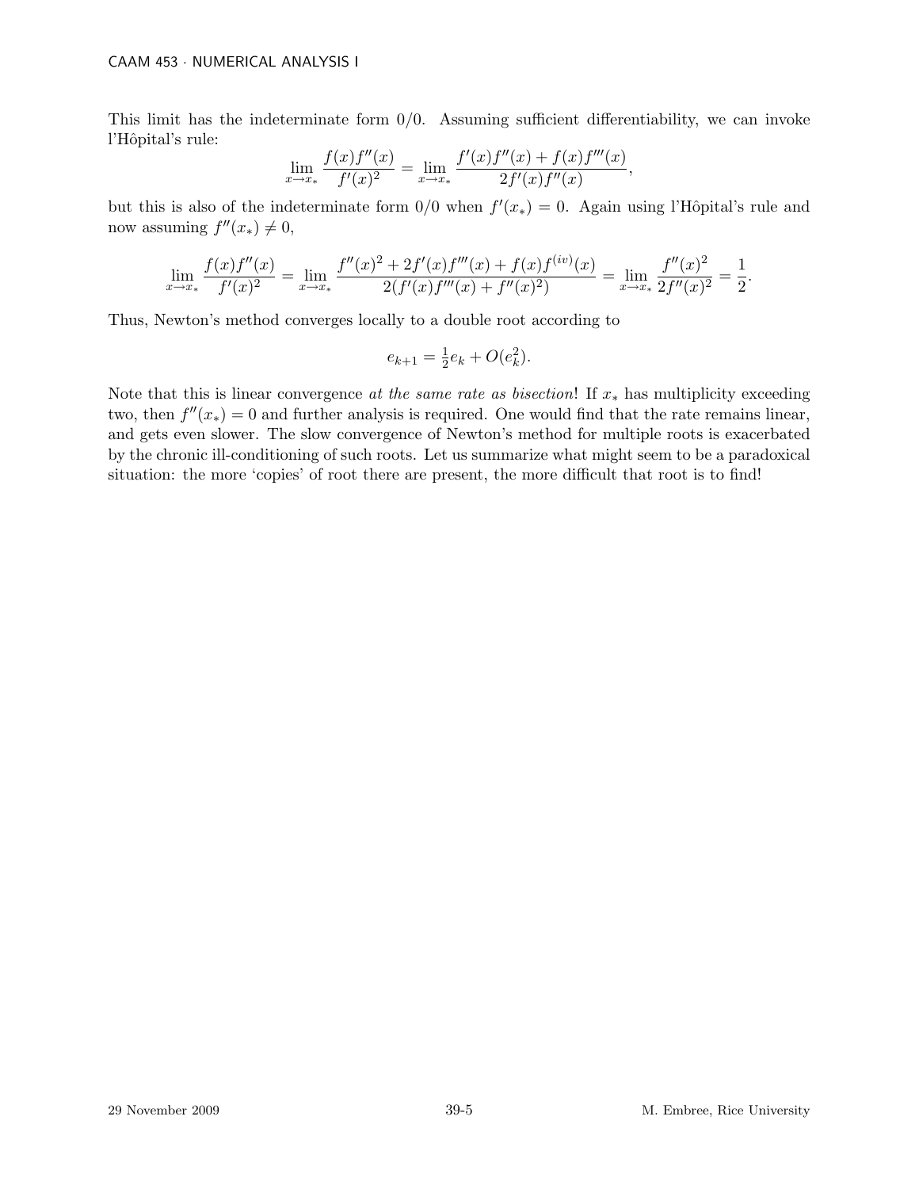This limit has the indeterminate form 0/0. Assuming sufficient differentiability, we can invoke l'Hôpital's rule:

$$\lim_{x\to x_*} \frac{f(x)f''(x)}{f'(x)^2} = \lim_{x\to x_*} \frac{f'(x)f''(x) + f(x)f'''(x)}{2f'(x)f''(x)},$$

but this is also of the indeterminate form 0/0 when $f'(x_*) = 0$. Again using l'Hôpital's rule and now assuming $f''(x_*) \neq 0$,

$$\lim_{x\to x_*} \frac{f(x)f''(x)}{f'(x)^2} = \lim_{x\to x_*} \frac{f''(x)^2 + 2f'(x)f'''(x) + f(x)f^{(iv)}(x)}{2(f'(x)f'''(x) + f''(x)^2)} = \lim_{x\to x_*} \frac{f''(x)^2}{2f''(x)^2} = \frac{1}{2}.$$

Thus, Newton's method converges locally to a double root according to

$$e_{k+1} = \tfrac{1}{2}e_k + O(e_k^2).$$

Note that this is linear convergence *at the same rate as bisection*! If $x_*$ has multiplicity exceeding two, then $f''(x_*) = 0$ and further analysis is required. One would find that the rate remains linear, and gets even slower. The slow convergence of Newton's method for multiple roots is exacerbated by the chronic ill-conditioning of such roots. Let us summarize what might seem to be a paradoxical situation: the more 'copies' of root there are present, the more difficult that root is to find!